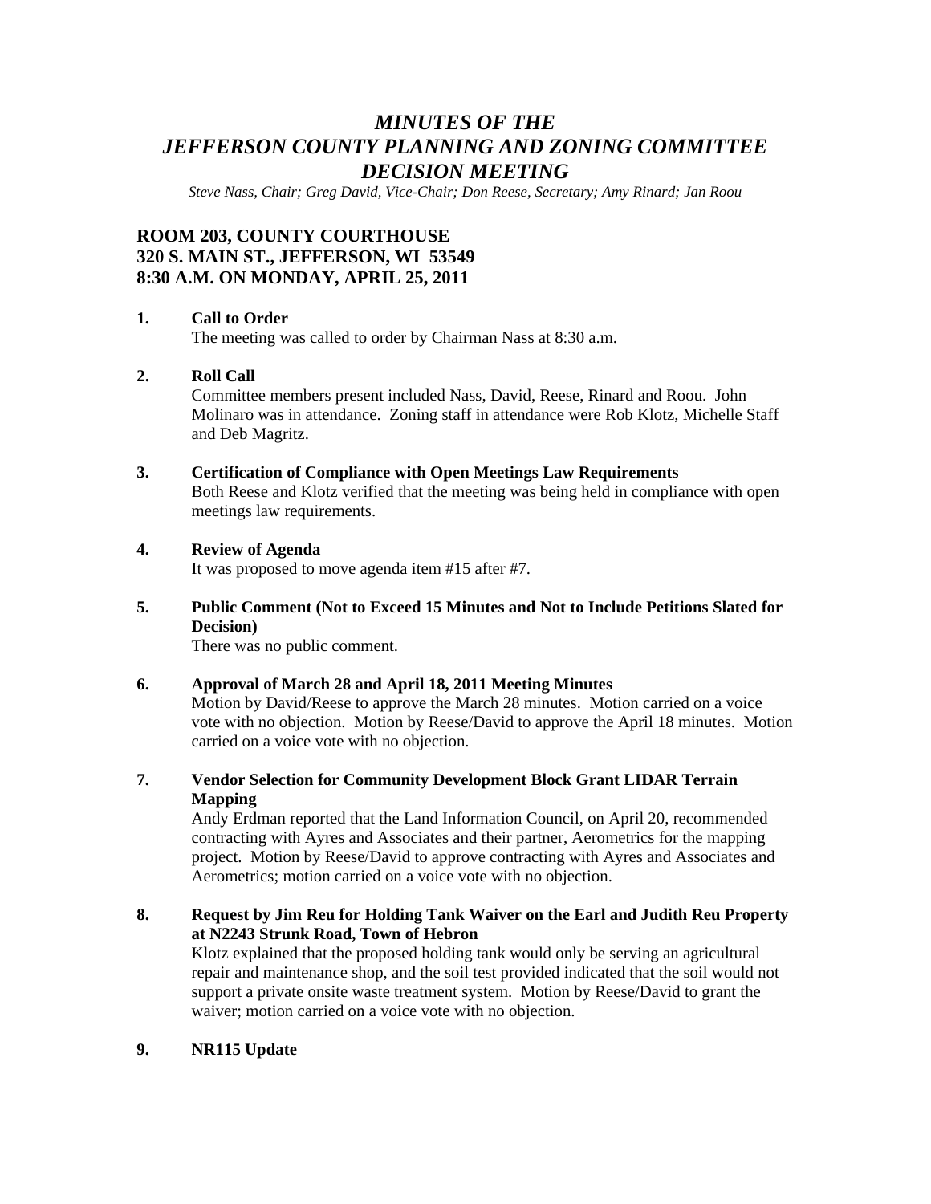# *MINUTES OF THE JEFFERSON COUNTY PLANNING AND ZONING COMMITTEE DECISION MEETING*

*Steve Nass, Chair; Greg David, Vice-Chair; Don Reese, Secretary; Amy Rinard; Jan Roou*

## ROOM 203, COUNTY COURTHOUSE
## 320 S. MAIN ST., JEFFERSON, WI 53549
## 8:30 A.M. ON MONDAY, APRIL 25, 2011

**1. Call to Order**

The meeting was called to order by Chairman Nass at 8:30 a.m.

**2. Roll Call**

Committee members present included Nass, David, Reese, Rinard and Roou. John Molinaro was in attendance. Zoning staff in attendance were Rob Klotz, Michelle Staff and Deb Magritz.

**3. Certification of Compliance with Open Meetings Law Requirements**

Both Reese and Klotz verified that the meeting was being held in compliance with open meetings law requirements.

**4. Review of Agenda**

It was proposed to move agenda item #15 after #7.

**5. Public Comment (Not to Exceed 15 Minutes and Not to Include Petitions Slated for Decision)**

There was no public comment.

**6. Approval of March 28 and April 18, 2011 Meeting Minutes**

Motion by David/Reese to approve the March 28 minutes. Motion carried on a voice vote with no objection. Motion by Reese/David to approve the April 18 minutes. Motion carried on a voice vote with no objection.

**7. Vendor Selection for Community Development Block Grant LIDAR Terrain Mapping**

Andy Erdman reported that the Land Information Council, on April 20, recommended contracting with Ayres and Associates and their partner, Aerometrics for the mapping project. Motion by Reese/David to approve contracting with Ayres and Associates and Aerometrics; motion carried on a voice vote with no objection.

**8. Request by Jim Reu for Holding Tank Waiver on the Earl and Judith Reu Property at N2243 Strunk Road, Town of Hebron**

Klotz explained that the proposed holding tank would only be serving an agricultural repair and maintenance shop, and the soil test provided indicated that the soil would not support a private onsite waste treatment system. Motion by Reese/David to grant the waiver; motion carried on a voice vote with no objection.

**9. NR115 Update**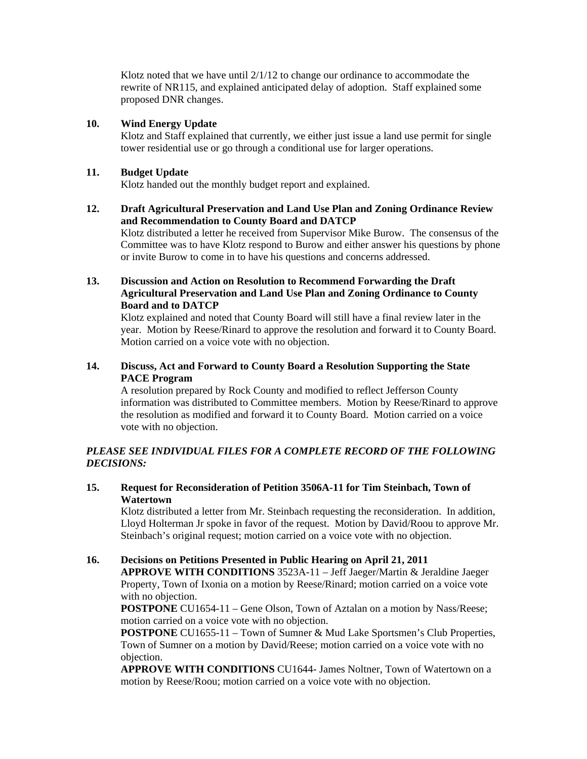Klotz noted that we have until 2/1/12 to change our ordinance to accommodate the rewrite of NR115, and explained anticipated delay of adoption. Staff explained some proposed DNR changes.

**10. Wind Energy Update**

Klotz and Staff explained that currently, we either just issue a land use permit for single tower residential use or go through a conditional use for larger operations.

**11. Budget Update**

Klotz handed out the monthly budget report and explained.

**12. Draft Agricultural Preservation and Land Use Plan and Zoning Ordinance Review and Recommendation to County Board and DATCP**

Klotz distributed a letter he received from Supervisor Mike Burow. The consensus of the Committee was to have Klotz respond to Burow and either answer his questions by phone or invite Burow to come in to have his questions and concerns addressed.

**13. Discussion and Action on Resolution to Recommend Forwarding the Draft Agricultural Preservation and Land Use Plan and Zoning Ordinance to County Board and to DATCP**

Klotz explained and noted that County Board will still have a final review later in the year. Motion by Reese/Rinard to approve the resolution and forward it to County Board. Motion carried on a voice vote with no objection.

**14. Discuss, Act and Forward to County Board a Resolution Supporting the State PACE Program**

A resolution prepared by Rock County and modified to reflect Jefferson County information was distributed to Committee members. Motion by Reese/Rinard to approve the resolution as modified and forward it to County Board. Motion carried on a voice vote with no objection.

***PLEASE SEE INDIVIDUAL FILES FOR A COMPLETE RECORD OF THE FOLLOWING DECISIONS:***

**15. Request for Reconsideration of Petition 3506A-11 for Tim Steinbach, Town of Watertown**

Klotz distributed a letter from Mr. Steinbach requesting the reconsideration. In addition, Lloyd Holterman Jr spoke in favor of the request. Motion by David/Roou to approve Mr. Steinbach's original request; motion carried on a voice vote with no objection.

**16. Decisions on Petitions Presented in Public Hearing on April 21, 2011**

**APPROVE WITH CONDITIONS** 3523A-11 – Jeff Jaeger/Martin & Jeraldine Jaeger Property, Town of Ixonia on a motion by Reese/Rinard; motion carried on a voice vote with no objection.

**POSTPONE** CU1654-11 – Gene Olson, Town of Aztalan on a motion by Nass/Reese; motion carried on a voice vote with no objection.

**POSTPONE** CU1655-11 – Town of Sumner & Mud Lake Sportsmen's Club Properties, Town of Sumner on a motion by David/Reese; motion carried on a voice vote with no objection.

**APPROVE WITH CONDITIONS** CU1644- James Noltner, Town of Watertown on a motion by Reese/Roou; motion carried on a voice vote with no objection.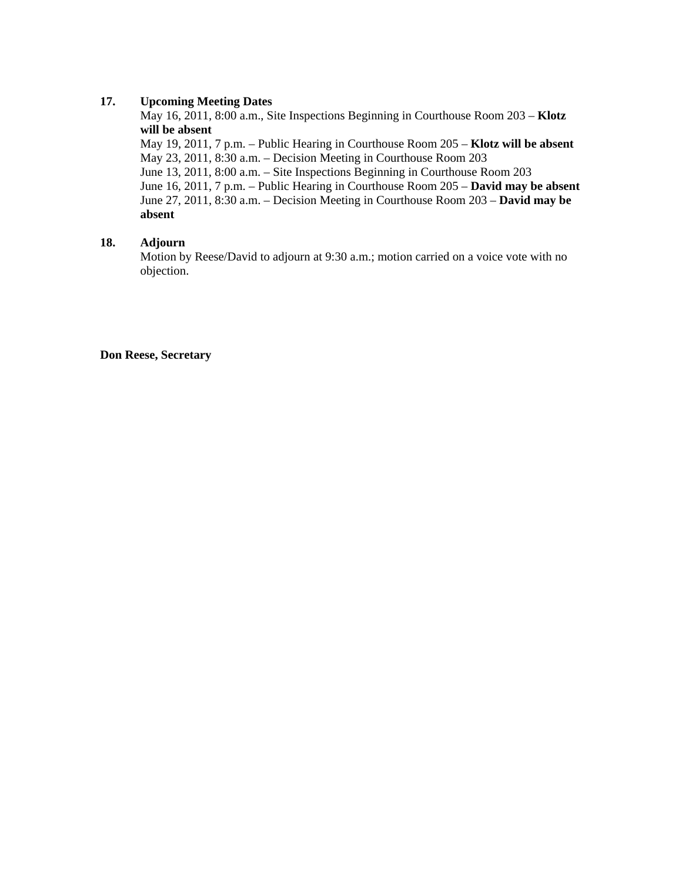**17. Upcoming Meeting Dates**

May 16, 2011, 8:00 a.m., Site Inspections Beginning in Courthouse Room 203 – **Klotz will be absent**
May 19, 2011, 7 p.m. – Public Hearing in Courthouse Room 205 – **Klotz will be absent**
May 23, 2011, 8:30 a.m. – Decision Meeting in Courthouse Room 203
June 13, 2011, 8:00 a.m. – Site Inspections Beginning in Courthouse Room 203
June 16, 2011, 7 p.m. – Public Hearing in Courthouse Room 205 – **David may be absent**
June 27, 2011, 8:30 a.m. – Decision Meeting in Courthouse Room 203 – **David may be absent**

**18. Adjourn**

Motion by Reese/David to adjourn at 9:30 a.m.; motion carried on a voice vote with no objection.

**Don Reese, Secretary**